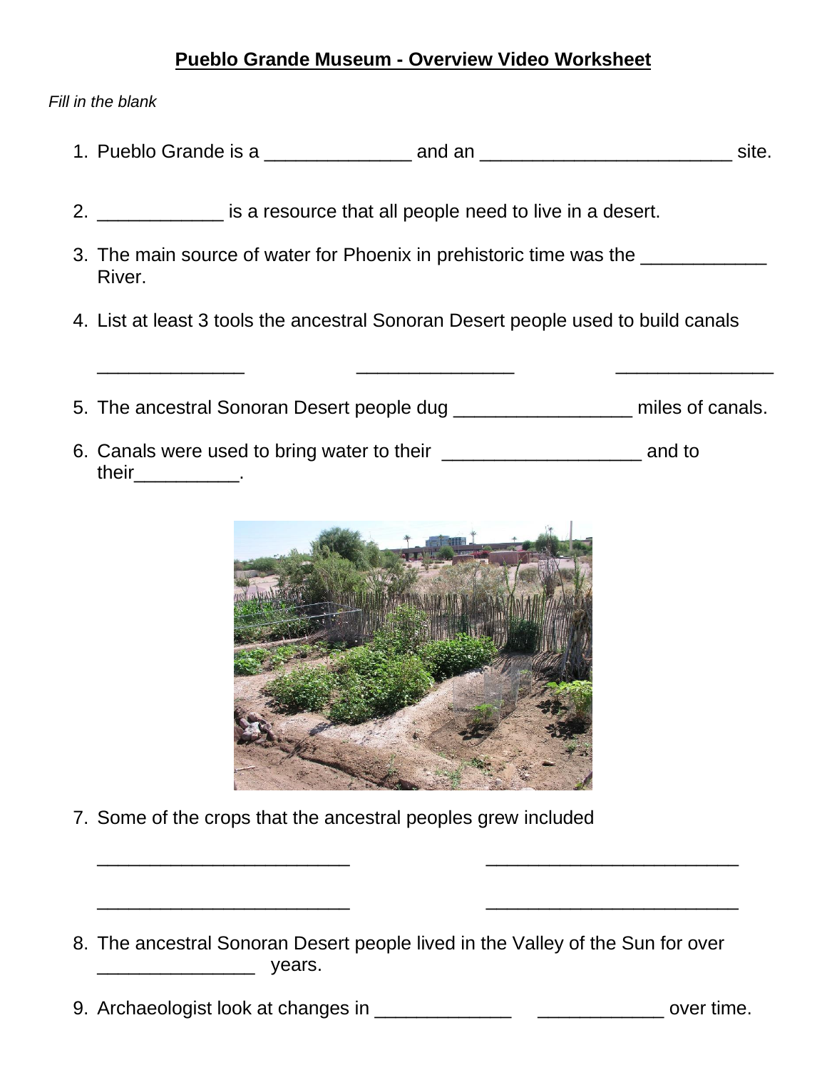# Pueblo Grande Museum - Overview Video Worksheet

*Fill in the blank*

1. Pueblo Grande is a ______________ and an ________________________ site.

2. ____________ is a resource that all people need to live in a desert.

3. The main source of water for Phoenix in prehistoric time was the ____________ River.

4. List at least 3 tools the ancestral Sonoran Desert people used to build canals

   ______________ _______________ _______________

5. The ancestral Sonoran Desert people dug _________________ miles of canals.

6. Canals were used to bring water to their ___________________ and to their__________.

7. Some of the crops that the ancestral peoples grew included

   ________________________ ________________________

   ________________________ ________________________

8. The ancestral Sonoran Desert people lived in the Valley of the Sun for over _______________ years.

9. Archaeologist look at changes in _____________ ____________ over time.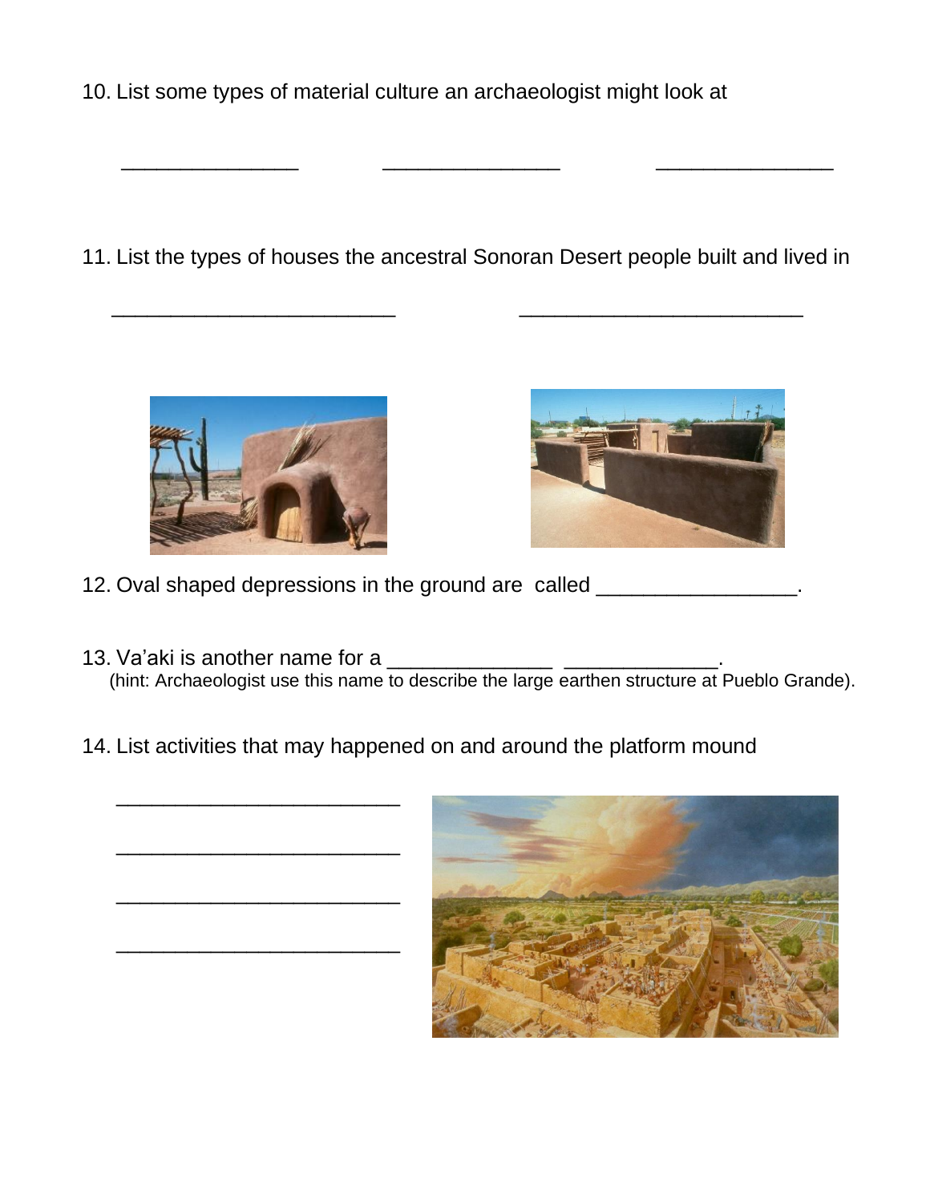10. List some types of material culture an archaeologist might look at

_______________ _______________ _______________

11. List the types of houses the ancestral Sonoran Desert people built and lived in

________________________ ________________________

12. Oval shaped depressions in the ground are called ________________.

13. Va'aki is another name for a _____________ _____________.
(hint: Archaeologist use this name to describe the large earthen structure at Pueblo Grande).

14. List activities that may happened on and around the platform mound

________________________

________________________

________________________

________________________